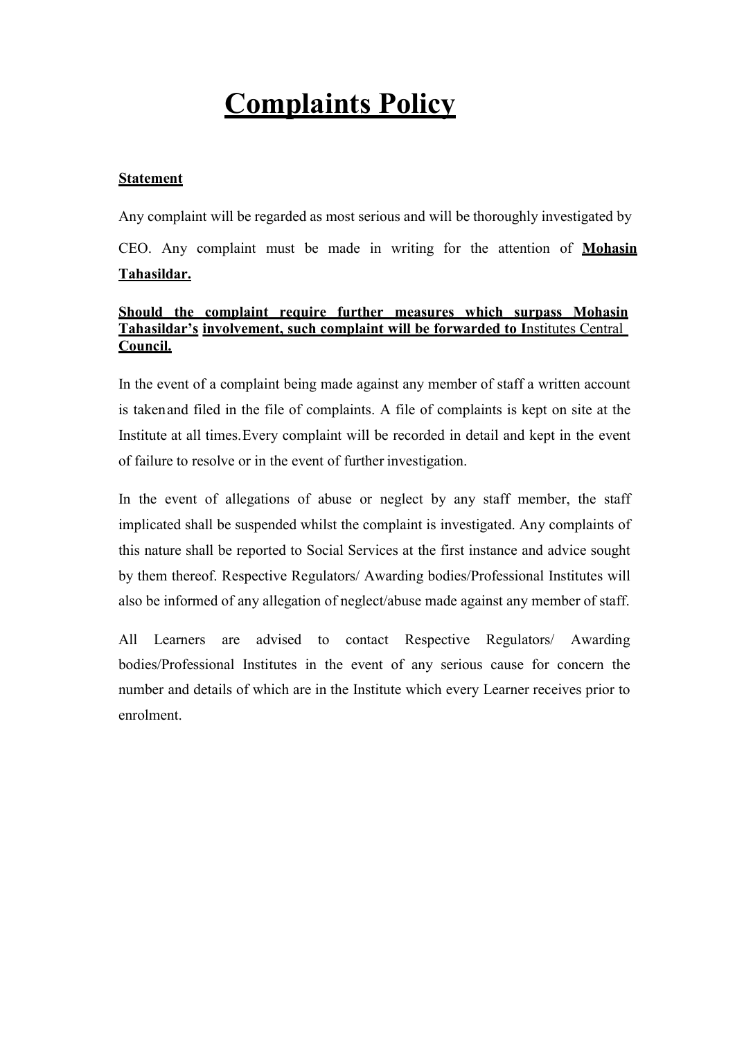# Complaints Policy

**Statement**

Any complaint will be regarded as most serious and will be thoroughly investigated by CEO. Any complaint must be made in writing for the attention of **Mohasin Tahasildar.**

**Should the complaint require further measures which surpass Mohasin Tahasildar's involvement, such complaint will be forwarded to I**nstitutes Central **Council.**

In the event of a complaint being made against any member of staff a written account is taken and filed in the file of complaints. A file of complaints is kept on site at the Institute at all times. Every complaint will be recorded in detail and kept in the event of failure to resolve or in the event of further investigation.

In the event of allegations of abuse or neglect by any staff member, the staff implicated shall be suspended whilst the complaint is investigated. Any complaints of this nature shall be reported to Social Services at the first instance and advice sought by them thereof. Respective Regulators/ Awarding bodies/Professional Institutes will also be informed of any allegation of neglect/abuse made against any member of staff.

All Learners are advised to contact Respective Regulators/ Awarding bodies/Professional Institutes in the event of any serious cause for concern the number and details of which are in the Institute which every Learner receives prior to enrolment.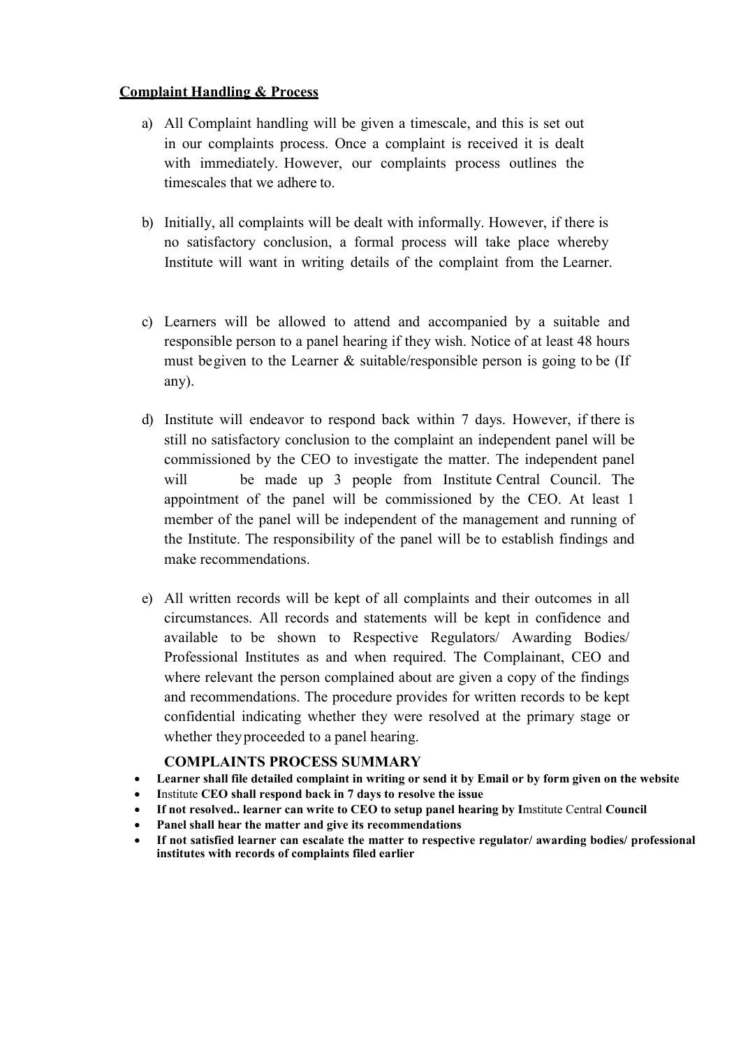**Complaint Handling & Process**

a) All Complaint handling will be given a timescale, and this is set out in our complaints process. Once a complaint is received it is dealt with immediately. However, our complaints process outlines the timescales that we adhere to.

b) Initially, all complaints will be dealt with informally. However, if there is no satisfactory conclusion, a formal process will take place whereby Institute will want in writing details of the complaint from the Learner.

c) Learners will be allowed to attend and accompanied by a suitable and responsible person to a panel hearing if they wish. Notice of at least 48 hours must begiven to the Learner & suitable/responsible person is going to be (If any).

d) Institute will endeavor to respond back within 7 days. However, if there is still no satisfactory conclusion to the complaint an independent panel will be commissioned by the CEO to investigate the matter. The independent panel will be made up 3 people from Institute Central Council. The appointment of the panel will be commissioned by the CEO. At least 1 member of the panel will be independent of the management and running of the Institute. The responsibility of the panel will be to establish findings and make recommendations.

e) All written records will be kept of all complaints and their outcomes in all circumstances. All records and statements will be kept in confidence and available to be shown to Respective Regulators/ Awarding Bodies/ Professional Institutes as and when required. The Complainant, CEO and where relevant the person complained about are given a copy of the findings and recommendations. The procedure provides for written records to be kept confidential indicating whether they were resolved at the primary stage or whether theyproceeded to a panel hearing.

**COMPLAINTS PROCESS SUMMARY**

- **Learner shall file detailed complaint in writing or send it by Email or by form given on the website**
- **I**nstitute **CEO shall respond back in 7 days to resolve the issue**
- **If not resolved.. learner can write to CEO to setup panel hearing by I**mstitute Central **Council**
- **Panel shall hear the matter and give its recommendations**
- **If not satisfied learner can escalate the matter to respective regulator/ awarding bodies/ professional institutes with records of complaints filed earlier**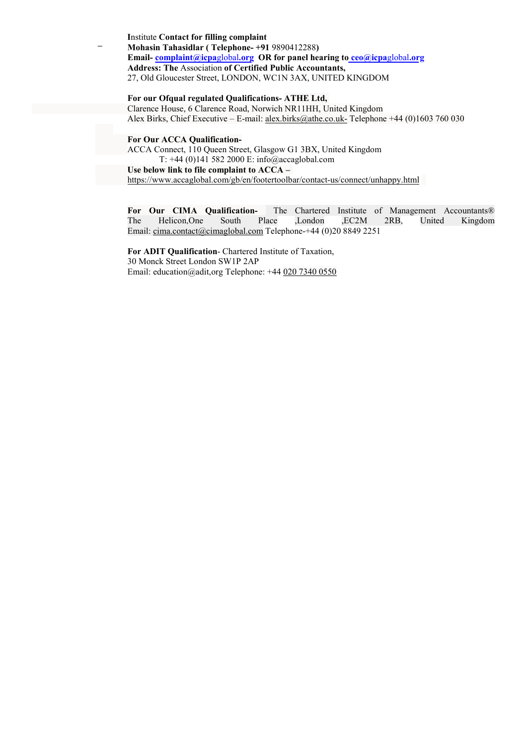**I**nstitute **Contact for filling complaint**
**Mohasin Tahasidlar ( Telephone- +91** 9890412288**)**
**Email- complaint@icpa**global**.org OR for panel hearing to ceo@icpa**global**.org**
**Address: The** Association **of Certified Public Accountants,**
27, Old Gloucester Street, LONDON, WC1N 3AX, UNITED KINGDOM

**For our Ofqual regulated Qualifications- ATHE Ltd,**
Clarence House, 6 Clarence Road, Norwich NR11HH, United Kingdom
Alex Birks, Chief Executive – E-mail: alex.birks@athe.co.uk- Telephone +44 (0)1603 760 030

**For Our ACCA Qualification-**
ACCA Connect, 110 Queen Street, Glasgow G1 3BX, United Kingdom
T: +44 (0)141 582 2000 E: info@accaglobal.com
**Use below link to file complaint to ACCA –**
https://www.accaglobal.com/gb/en/footertoolbar/contact-us/connect/unhappy.html

**For Our CIMA Qualification-** The Chartered Institute of Management Accountants® The Helicon,One South Place ,London ,EC2M 2RB, United Kingdom
Email: cima.contact@cimaglobal.com Telephone-+44 (0)20 8849 2251

**For ADIT Qualification**- Chartered Institute of Taxation,
30 Monck Street London SW1P 2AP
Email: education@adit,org Telephone: +44 020 7340 0550